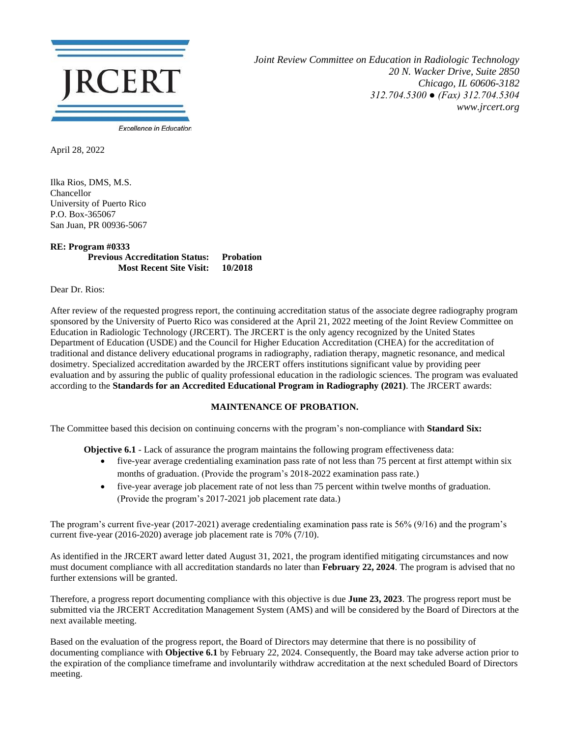JRCERT

Excellence in Education

*Joint Review Committee on Education in Radiologic Technology*
*20 N. Wacker Drive, Suite 2850*
*Chicago, IL 60606-3182*
*312.704.5300 ● (Fax) 312.704.5304*
*www.jrcert.org*

April 28, 2022

Ilka Rios, DMS, M.S.
Chancellor
University of Puerto Rico
P.O. Box-365067
San Juan, PR 00936-5067

**RE: Program #0333**
**Previous Accreditation Status: Probation**
**Most Recent Site Visit: 10/2018**

Dear Dr. Rios:

After review of the requested progress report, the continuing accreditation status of the associate degree radiography program sponsored by the University of Puerto Rico was considered at the April 21, 2022 meeting of the Joint Review Committee on Education in Radiologic Technology (JRCERT). The JRCERT is the only agency recognized by the United States Department of Education (USDE) and the Council for Higher Education Accreditation (CHEA) for the accreditation of traditional and distance delivery educational programs in radiography, radiation therapy, magnetic resonance, and medical dosimetry. Specialized accreditation awarded by the JRCERT offers institutions significant value by providing peer evaluation and by assuring the public of quality professional education in the radiologic sciences. The program was evaluated according to the **Standards for an Accredited Educational Program in Radiography (2021)**. The JRCERT awards:

**MAINTENANCE OF PROBATION.**

The Committee based this decision on continuing concerns with the program's non-compliance with **Standard Six:**

**Objective 6.1** - Lack of assurance the program maintains the following program effectiveness data:

- five-year average credentialing examination pass rate of not less than 75 percent at first attempt within six months of graduation. (Provide the program's 2018-2022 examination pass rate.)
- five-year average job placement rate of not less than 75 percent within twelve months of graduation. (Provide the program's 2017-2021 job placement rate data.)

The program's current five-year (2017-2021) average credentialing examination pass rate is 56% (9/16) and the program's current five-year (2016-2020) average job placement rate is 70% (7/10).

As identified in the JRCERT award letter dated August 31, 2021, the program identified mitigating circumstances and now must document compliance with all accreditation standards no later than **February 22, 2024**. The program is advised that no further extensions will be granted.

Therefore, a progress report documenting compliance with this objective is due **June 23, 2023**. The progress report must be submitted via the JRCERT Accreditation Management System (AMS) and will be considered by the Board of Directors at the next available meeting.

Based on the evaluation of the progress report, the Board of Directors may determine that there is no possibility of documenting compliance with **Objective 6.1** by February 22, 2024. Consequently, the Board may take adverse action prior to the expiration of the compliance timeframe and involuntarily withdraw accreditation at the next scheduled Board of Directors meeting.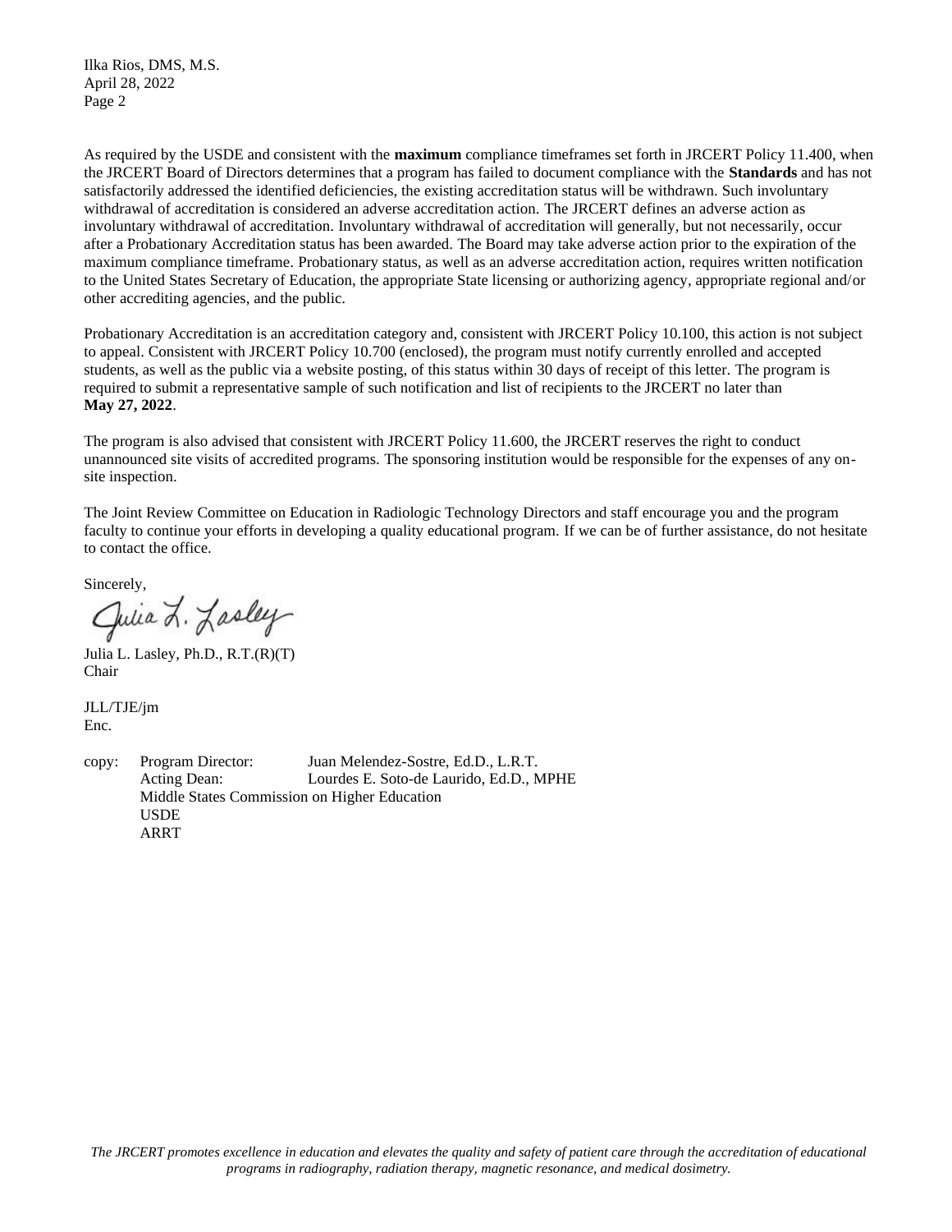As required by the USDE and consistent with the **maximum** compliance timeframes set forth in JRCERT Policy 11.400, when the JRCERT Board of Directors determines that a program has failed to document compliance with the **Standards** and has not satisfactorily addressed the identified deficiencies, the existing accreditation status will be withdrawn. Such involuntary withdrawal of accreditation is considered an adverse accreditation action. The JRCERT defines an adverse action as involuntary withdrawal of accreditation. Involuntary withdrawal of accreditation will generally, but not necessarily, occur after a Probationary Accreditation status has been awarded. The Board may take adverse action prior to the expiration of the maximum compliance timeframe. Probationary status, as well as an adverse accreditation action, requires written notification to the United States Secretary of Education, the appropriate State licensing or authorizing agency, appropriate regional and/or other accrediting agencies, and the public.

Probationary Accreditation is an accreditation category and, consistent with JRCERT Policy 10.100, this action is not subject to appeal. Consistent with JRCERT Policy 10.700 (enclosed), the program must notify currently enrolled and accepted students, as well as the public via a website posting, of this status within 30 days of receipt of this letter. The program is required to submit a representative sample of such notification and list of recipients to the JRCERT no later than **May 27, 2022**.

The program is also advised that consistent with JRCERT Policy 11.600, the JRCERT reserves the right to conduct unannounced site visits of accredited programs. The sponsoring institution would be responsible for the expenses of any on-site inspection.

The Joint Review Committee on Education in Radiologic Technology Directors and staff encourage you and the program faculty to continue your efforts in developing a quality educational program. If we can be of further assistance, do not hesitate to contact the office.

Sincerely,

Julia L. Lasley

Julia L. Lasley, Ph.D., R.T.(R)(T)
Chair

JLL/TJE/jm
Enc.

copy: Program Director: Juan Melendez-Sostre, Ed.D., L.R.T.
Acting Dean: Lourdes E. Soto-de Laurido, Ed.D., MPHE
Middle States Commission on Higher Education
USDE
ARRT

*The JRCERT promotes excellence in education and elevates the quality and safety of patient care through the accreditation of educational programs in radiography, radiation therapy, magnetic resonance, and medical dosimetry.*